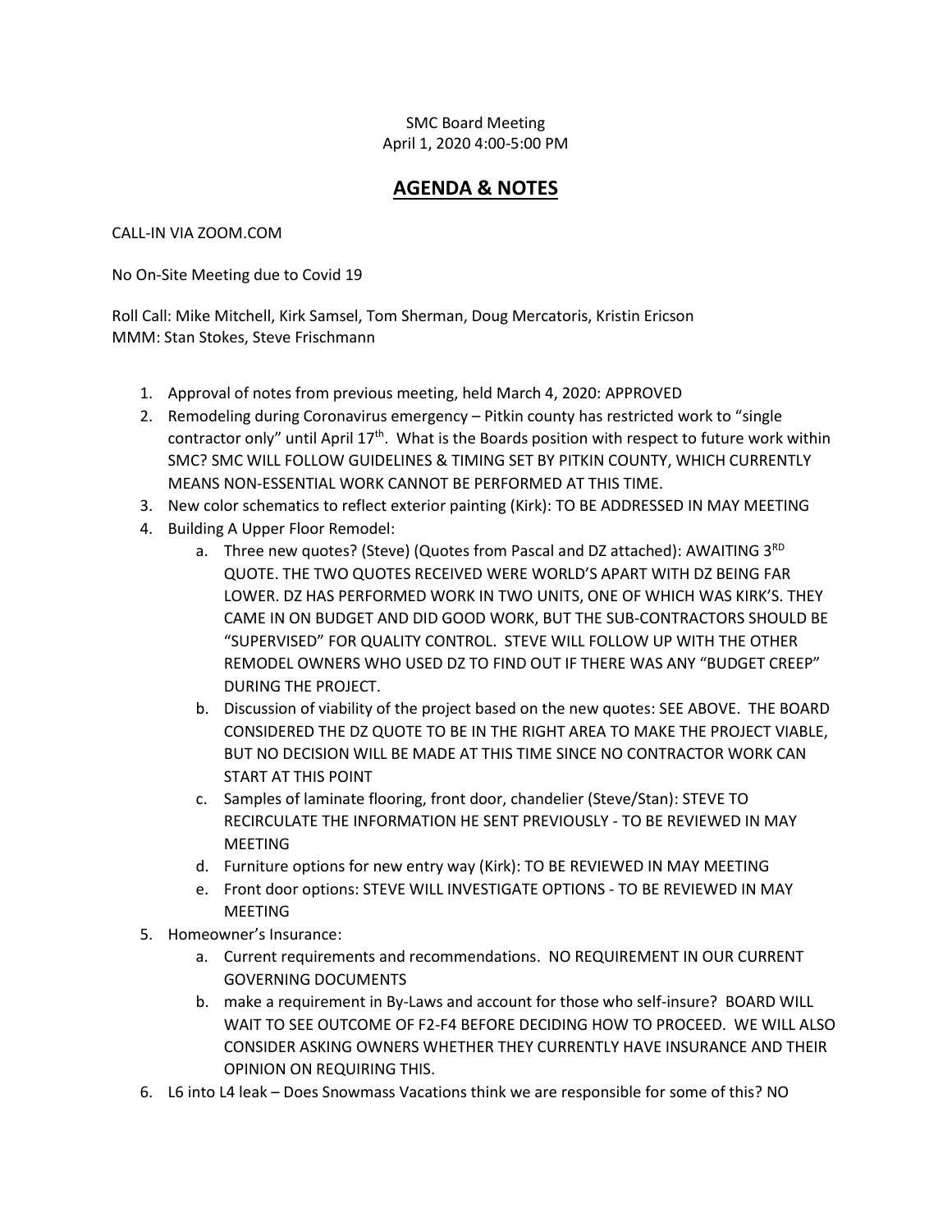SMC Board Meeting
April 1, 2020 4:00-5:00 PM

# AGENDA & NOTES

CALL-IN VIA ZOOM.COM

No On-Site Meeting due to Covid 19

Roll Call: Mike Mitchell, Kirk Samsel, Tom Sherman, Doug Mercatoris, Kristin Ericson
MMM: Stan Stokes, Steve Frischmann

1. Approval of notes from previous meeting, held March 4, 2020: APPROVED
2. Remodeling during Coronavirus emergency – Pitkin county has restricted work to "single contractor only" until April 17th. What is the Boards position with respect to future work within SMC? SMC WILL FOLLOW GUIDELINES & TIMING SET BY PITKIN COUNTY, WHICH CURRENTLY MEANS NON-ESSENTIAL WORK CANNOT BE PERFORMED AT THIS TIME.
3. New color schematics to reflect exterior painting (Kirk): TO BE ADDRESSED IN MAY MEETING
4. Building A Upper Floor Remodel:
   a. Three new quotes? (Steve) (Quotes from Pascal and DZ attached): AWAITING 3RD QUOTE. THE TWO QUOTES RECEIVED WERE WORLD'S APART WITH DZ BEING FAR LOWER. DZ HAS PERFORMED WORK IN TWO UNITS, ONE OF WHICH WAS KIRK'S. THEY CAME IN ON BUDGET AND DID GOOD WORK, BUT THE SUB-CONTRACTORS SHOULD BE "SUPERVISED" FOR QUALITY CONTROL. STEVE WILL FOLLOW UP WITH THE OTHER REMODEL OWNERS WHO USED DZ TO FIND OUT IF THERE WAS ANY "BUDGET CREEP" DURING THE PROJECT.
   b. Discussion of viability of the project based on the new quotes: SEE ABOVE. THE BOARD CONSIDERED THE DZ QUOTE TO BE IN THE RIGHT AREA TO MAKE THE PROJECT VIABLE, BUT NO DECISION WILL BE MADE AT THIS TIME SINCE NO CONTRACTOR WORK CAN START AT THIS POINT
   c. Samples of laminate flooring, front door, chandelier (Steve/Stan): STEVE TO RECIRCULATE THE INFORMATION HE SENT PREVIOUSLY - TO BE REVIEWED IN MAY MEETING
   d. Furniture options for new entry way (Kirk): TO BE REVIEWED IN MAY MEETING
   e. Front door options: STEVE WILL INVESTIGATE OPTIONS - TO BE REVIEWED IN MAY MEETING
5. Homeowner's Insurance:
   a. Current requirements and recommendations. NO REQUIREMENT IN OUR CURRENT GOVERNING DOCUMENTS
   b. make a requirement in By-Laws and account for those who self-insure? BOARD WILL WAIT TO SEE OUTCOME OF F2-F4 BEFORE DECIDING HOW TO PROCEED. WE WILL ALSO CONSIDER ASKING OWNERS WHETHER THEY CURRENTLY HAVE INSURANCE AND THEIR OPINION ON REQUIRING THIS.
6. L6 into L4 leak – Does Snowmass Vacations think we are responsible for some of this? NO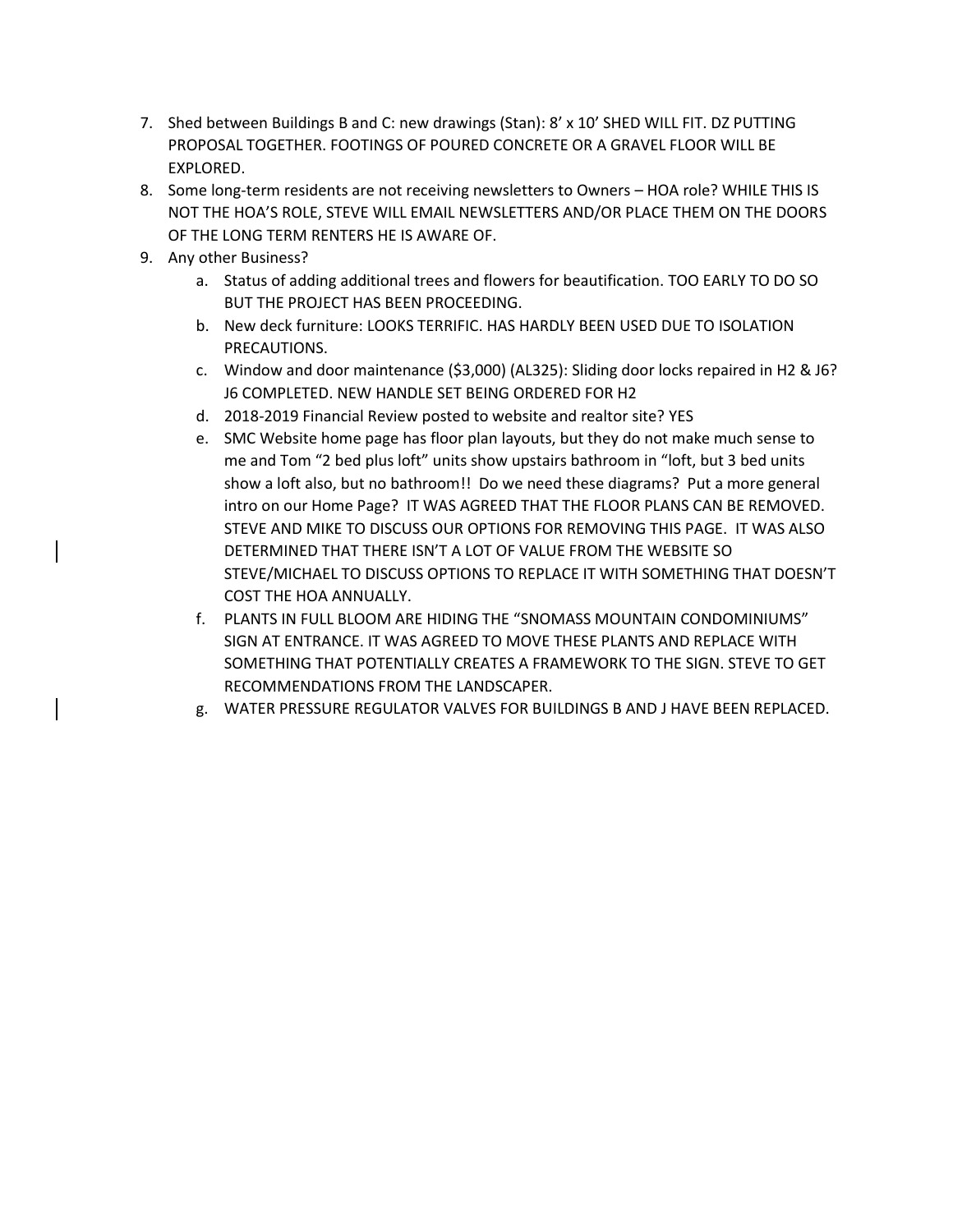7. Shed between Buildings B and C: new drawings (Stan): 8' x 10' SHED WILL FIT. DZ PUTTING PROPOSAL TOGETHER. FOOTINGS OF POURED CONCRETE OR A GRAVEL FLOOR WILL BE EXPLORED.
8. Some long-term residents are not receiving newsletters to Owners – HOA role? WHILE THIS IS NOT THE HOA'S ROLE, STEVE WILL EMAIL NEWSLETTERS AND/OR PLACE THEM ON THE DOORS OF THE LONG TERM RENTERS HE IS AWARE OF.
9. Any other Business?
   a. Status of adding additional trees and flowers for beautification. TOO EARLY TO DO SO BUT THE PROJECT HAS BEEN PROCEEDING.
   b. New deck furniture: LOOKS TERRIFIC. HAS HARDLY BEEN USED DUE TO ISOLATION PRECAUTIONS.
   c. Window and door maintenance ($3,000) (AL325): Sliding door locks repaired in H2 & J6? J6 COMPLETED. NEW HANDLE SET BEING ORDERED FOR H2
   d. 2018-2019 Financial Review posted to website and realtor site? YES
   e. SMC Website home page has floor plan layouts, but they do not make much sense to me and Tom "2 bed plus loft" units show upstairs bathroom in "loft, but 3 bed units show a loft also, but no bathroom!! Do we need these diagrams? Put a more general intro on our Home Page? IT WAS AGREED THAT THE FLOOR PLANS CAN BE REMOVED. STEVE AND MIKE TO DISCUSS OUR OPTIONS FOR REMOVING THIS PAGE. IT WAS ALSO DETERMINED THAT THERE ISN'T A LOT OF VALUE FROM THE WEBSITE SO STEVE/MICHAEL TO DISCUSS OPTIONS TO REPLACE IT WITH SOMETHING THAT DOESN'T COST THE HOA ANNUALLY.
   f. PLANTS IN FULL BLOOM ARE HIDING THE "SNOMASS MOUNTAIN CONDOMINIUMS" SIGN AT ENTRANCE. IT WAS AGREED TO MOVE THESE PLANTS AND REPLACE WITH SOMETHING THAT POTENTIALLY CREATES A FRAMEWORK TO THE SIGN. STEVE TO GET RECOMMENDATIONS FROM THE LANDSCAPER.
   g. WATER PRESSURE REGULATOR VALVES FOR BUILDINGS B AND J HAVE BEEN REPLACED.